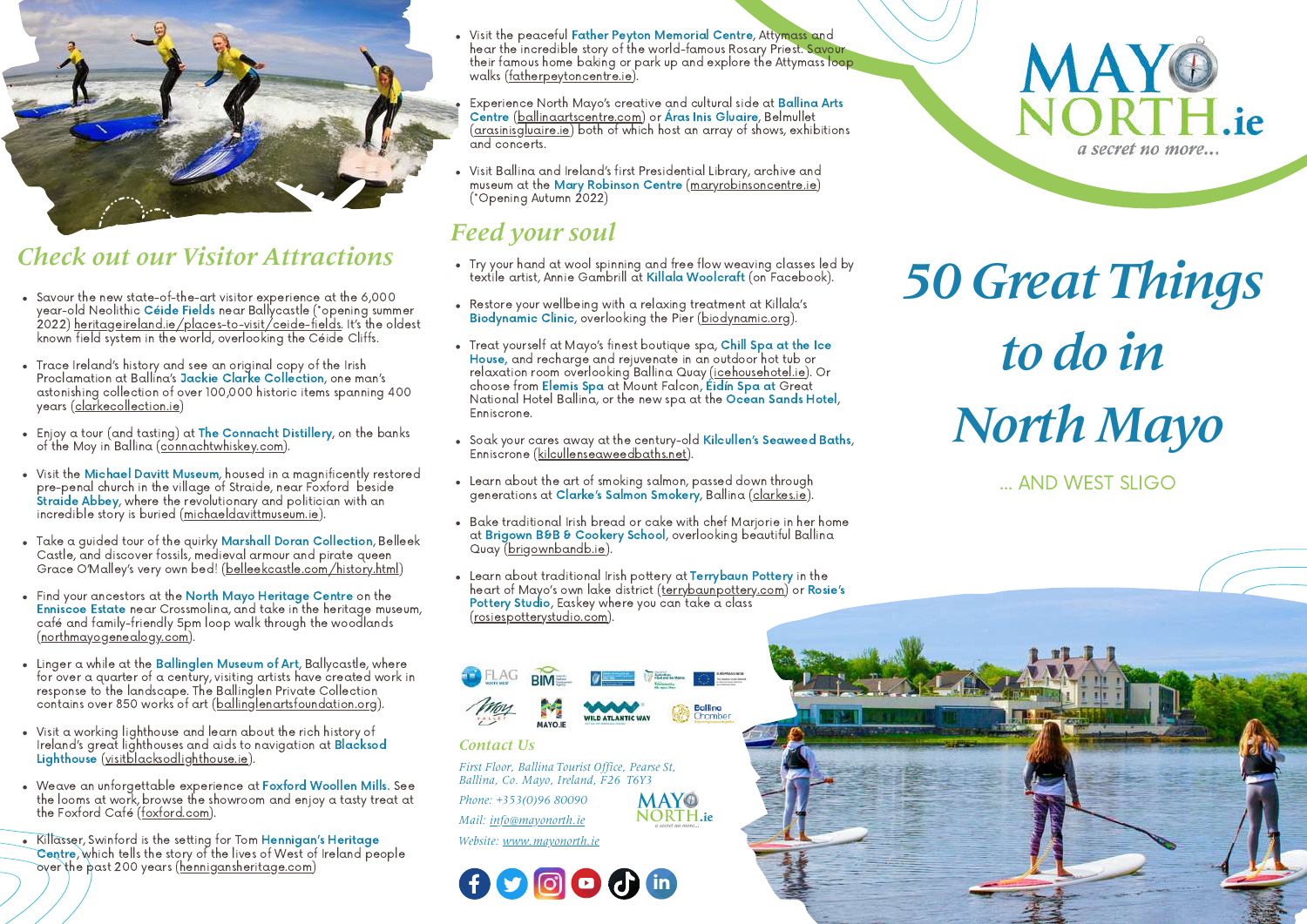## Check out our Visitor Attractions

- Savour the new state-of-the-art visitor experience at the 6,000 year-old Neolithic **Céide Fields** near Ballycastle (*opening summer 2022) heritageireland.ie/places-to-visit/ceide-fields. It's the oldest known field system in the world, overlooking the Céide Cliffs.
- Trace Ireland's history and see an original copy of the Irish Proclamation at Ballina's **Jackie Clarke Collection**, one man's astonishing collection of over 100,000 historic items spanning 400 years (clarkecollection.ie)
- Enjoy a tour (and tasting) at **The Connacht Distillery**, on the banks of the Moy in Ballina (connachtwhiskey.com).
- Visit the **Michael Davitt Museum**, housed in a magnificently restored pre-penal church in the village of Straide, near Foxford beside **Straide Abbey**, where the revolutionary and politician with an incredible story is buried (michaeldavittmuseum.ie).
- Take a guided tour of the quirky **Marshall Doran Collection**, Belleek Castle, and discover fossils, medieval armour and pirate queen Grace O'Malley's very own bed! (belleekcastle.com/history.html)
- Find your ancestors at the **North Mayo Heritage Centre** on the **Enniscoe Estate** near Crossmolina, and take in the heritage museum, café and family-friendly 5pm loop walk through the woodlands (northmayogenealogy.com).
- Linger a while at the **Ballinglen Museum of Art**, Ballycastle, where for over a quarter of a century, visiting artists have created work in response to the landscape. The Ballinglen Private Collection contains over 850 works of art (ballinglenartsfoundation.org).
- Visit a working lighthouse and learn about the rich history of Ireland's great lighthouses and aids to navigation at **Blacksod Lighthouse** (visitblacksodlighthouse.ie).
- Weave an unforgettable experience at **Foxford Woollen Mills**. See the looms at work, browse the showroom and enjoy a tasty treat at the Foxford Café (foxford.com).
- Killasser, Swinford is the setting for Tom **Hennigan's Heritage Centre**, which tells the story of the lives of West of Ireland people over the past 200 years (hennigansheritage.com)
- Visit the peaceful **Father Peyton Memorial Centre**, Attymass and hear the incredible story of the world-famous Rosary Priest. Savour their famous home baking or park up and explore the Attymass loop walks (fatherpeytoncentre.ie).
- Experience North Mayo's creative and cultural side at **Ballina Arts Centre** (ballinaartscentre.com) or **Áras Inis Gluaire**, Belmullet (arasinisgluaire.ie) both of which host an array of shows, exhibitions and concerts.
- Visit Ballina and Ireland's first Presidential Library, archive and museum at the **Mary Robinson Centre** (maryrobinsoncentre.ie) (*Opening Autumn 2022)

## Feed your soul

- Try your hand at wool spinning and free flow weaving classes led by textile artist, Annie Gambrill at **Killala Woolcraft** (on Facebook).
- Restore your wellbeing with a relaxing treatment at Killala's **Biodynamic Clinic**, overlooking the Pier (biodynamic.org).
- Treat yourself at Mayo's finest boutique spa, **Chill Spa at the Ice House**, and recharge and rejuvenate in an outdoor hot tub or relaxation room overlooking Ballina Quay (icehousehotel.ie). Or choose from **Elemis Spa** at Mount Falcon, **Éidín Spa at** Great National Hotel Ballina, or the new spa at the **Ocean Sands Hotel**, Enniscrone.
- Soak your cares away at the century-old **Kilcullen's Seaweed Baths**, Enniscrone (kilcullenseaweedbaths.net).
- Learn about the art of smoking salmon, passed down through generations at **Clarke's Salmon Smokery**, Ballina (clarkes.ie).
- Bake traditional Irish bread or cake with chef Marjorie in her home at **Brigown B&B & Cookery School**, overlooking beautiful Ballina Quay (brigownbandb.ie).
- Learn about traditional Irish pottery at **Terrybaun Pottery** in the heart of Mayo's own lake district (terrybaunpottery.com) or **Rosie's Pottery Studio**, Easkey where you can take a class (rosiespotterystudio.com).

### Contact Us

*First Floor, Ballina Tourist Office, Pearse St, Ballina, Co. Mayo, Ireland, F26 T6Y3*

*Phone: +353(0)96 80090*

*Mail: info@mayonorth.ie*

*Website: www.mayonorth.ie*

MAYO NORTH.ie
*a secret no more...*

# 50 Great Things to do in North Mayo

... AND WEST SLIGO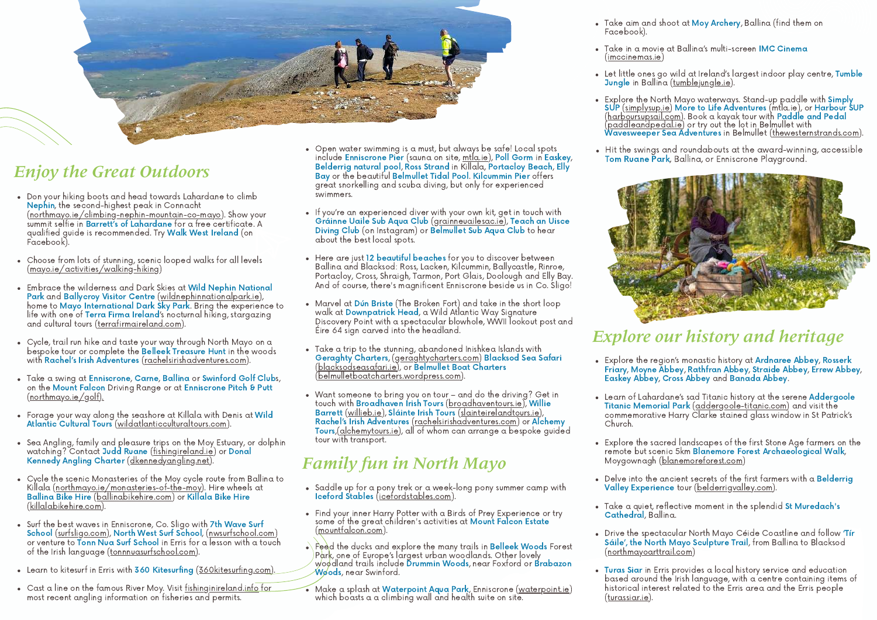## Enjoy the Great Outdoors

- Don your hiking boots and head towards Lahardane to climb Nephin, the second-highest peak in Connacht (northmayo.ie/climbing-nephin-mountain-co-mayo). Show your summit selfie in Barrett's of Lahardane for a free certificate. A qualified guide is recommended. Try Walk West Ireland (on Facebook).
- Choose from lots of stunning, scenic looped walks for all levels (mayo.ie/activities/walking-hiking)
- Embrace the wilderness and Dark Skies at Wild Nephin National Park and Ballycroy Visitor Centre (wildnephinnationalpark.ie), home to Mayo International Dark Sky Park. Bring the experience to life with one of Terra Firma Ireland's nocturnal hiking, stargazing and cultural tours (terrafirmaireland.com).
- Cycle, trail run hike and taste your way through North Mayo on a bespoke tour or complete the Belleek Treasure Hunt in the woods with Rachel's Irish Adventures (rachelsirishadventures.com).
- Take a swing at Enniscrone, Carne, Ballina or Swinford Golf Clubs, on the Mount Falcon Driving Range or at Enniscrone Pitch & Putt (northmayo.ie/golf).
- Forage your way along the seashore at Killala with Denis at Wild Atlantic Cultural Tours (wildatlanticculturaltours.com).
- Sea Angling, family and pleasure trips on the Moy Estuary, or dolphin watching? Contact Judd Ruane (fishingireland.ie) or Donal Kennedy Angling Charter (dkennedyangling.net).
- Cycle the scenic Monasteries of the Moy cycle route from Ballina to Killala (northmayo.ie/monasteries-of-the-moy). Hire wheels at Ballina Bike Hire (ballinabikehire.com) or Killala Bike Hire (killalabikehire.com).
- Surf the best waves in Enniscrone, Co. Sligo with 7th Wave Surf School (surfsligo.com), North West Surf School, (nwsurfschool.com) or venture to Tonn Nua Surf School in Erris for a lesson with a touch of the Irish language (tonnnuasurfschool.com).
- Learn to kitesurf in Erris with 360 Kitesurfing (360kitesurfing.com).
- Cast a line on the famous River Moy. Visit fishinginireland.info for most recent angling information on fisheries and permits.
- Open water swimming is a must, but always be safe! Local spots include Enniscrone Pier (sauna on site, mtla.ie), Poll Gorm in Easkey, Belderrig natural pool, Ross Strand in Killala, Portacloy Beach, Elly Bay or the beautiful Belmullet Tidal Pool. Kilcummin Pier offers great snorkelling and scuba diving, but only for experienced swimmers.
- If you're an experienced diver with your own kit, get in touch with Gráinne Uaile Sub Aqua Club (grainneuailesac.ie), Teach an Uisce Diving Club (on Instagram) or Belmullet Sub Aqua Club to hear about the best local spots.
- Here are just 12 beautiful beaches for you to discover between Ballina and Blacksod: Ross, Lacken, Kilcummin, Ballycastle, Rinroe, Portacloy, Cross, Shraigh, Tarmon, Port Glais, Doolough and Elly Bay. And of course, there's magnificent Enniscrone beside us in Co. Sligo!
- Marvel at Dún Briste (The Broken Fort) and take in the short loop walk at Downpatrick Head, a Wild Atlantic Way Signature Discovery Point with a spectacular blowhole, WWII lookout post and Éire 64 sign carved into the headland.
- Take a trip to the stunning, abandoned Inishkea Islands with Geraghty Charters, (geraghtycharters.com) Blacksod Sea Safari (blacksodseasafari.ie), or Belmullet Boat Charters (belmulletboatcharters.wordpress.com).
- Want someone to bring you on tour – and do the driving? Get in touch with Broadhaven Irish Tours (broadhaventours.ie), Willie Barrett (willieb.ie), Sláinte Irish Tours (slainteirelandtours.ie), Rachel's Irish Adventures (rachelsirishadventures.com) or Alchemy Tours,(alchemytours.ie), all of whom can arrange a bespoke guided tour with transport.

## Family fun in North Mayo

- Saddle up for a pony trek or a week-long pony summer camp with Iceford Stables (icefordstables.com).
- Find your inner Harry Potter with a Birds of Prey Experience or try some of the great children's activities at Mount Falcon Estate (mountfalcon.com).
- Feed the ducks and explore the many trails in Belleek Woods Forest Park, one of Europe's largest urban woodlands. Other lovely woodland trails include Drummin Woods, near Foxford or Brabazon Woods, near Swinford.
- Make a splash at Waterpoint Aqua Park, Enniscrone (waterpoint.ie) which boasts a a climbing wall and health suite on site.
- Take aim and shoot at Moy Archery, Ballina (find them on Facebook).
- Take in a movie at Ballina's multi-screen IMC Cinema (imccinemas.ie)
- Let little ones go wild at Ireland's largest indoor play centre, Tumble Jungle in Ballina (tumblejungle.ie).
- Explore the North Mayo waterways. Stand-up paddle with Simply SUP (simplysup.ie) More to Life Adventures (mtla.ie), or Harbour SUP (harboursupsail.com). Book a kayak tour with Paddle and Pedal (paddleandpedal.ie) or try out the lot in Belmullet with Wavesweeper Sea Adventures in Belmullet (thewesternstrands.com).
- Hit the swings and roundabouts at the award-winning, accessible Tom Ruane Park, Ballina, or Enniscrone Playground.

## Explore our history and heritage

- Explore the region's monastic history at Ardnaree Abbey, Rosserk Friary, Moyne Abbey, Rathfran Abbey, Straide Abbey, Errew Abbey, Easkey Abbey, Cross Abbey and Banada Abbey.
- Learn of Lahardane's sad Titanic history at the serene Addergoole Titanic Memorial Park (addergoole-titanic.com) and visit the commemorative Harry Clarke stained glass window in St Patrick's Church.
- Explore the sacred landscapes of the first Stone Age farmers on the remote but scenic 5km Blanemore Forest Archaeological Walk, Moygownagh (blanemoreforest.com)
- Delve into the ancient secrets of the first farmers with a Belderrig Valley Experience tour (belderrigvalley.com).
- Take a quiet, reflective moment in the splendid St Muredach's Cathedral, Ballina.
- Drive the spectacular North Mayo Céide Coastline and follow 'Tír Sáile', the North Mayo Sculpture Trail, from Ballina to Blacksod (northmayoarttrail.com)
- Turas Siar in Erris provides a local history service and education based around the Irish language, with a centre containing items of historical interest related to the Erris area and the Erris people (turassiar.ie).